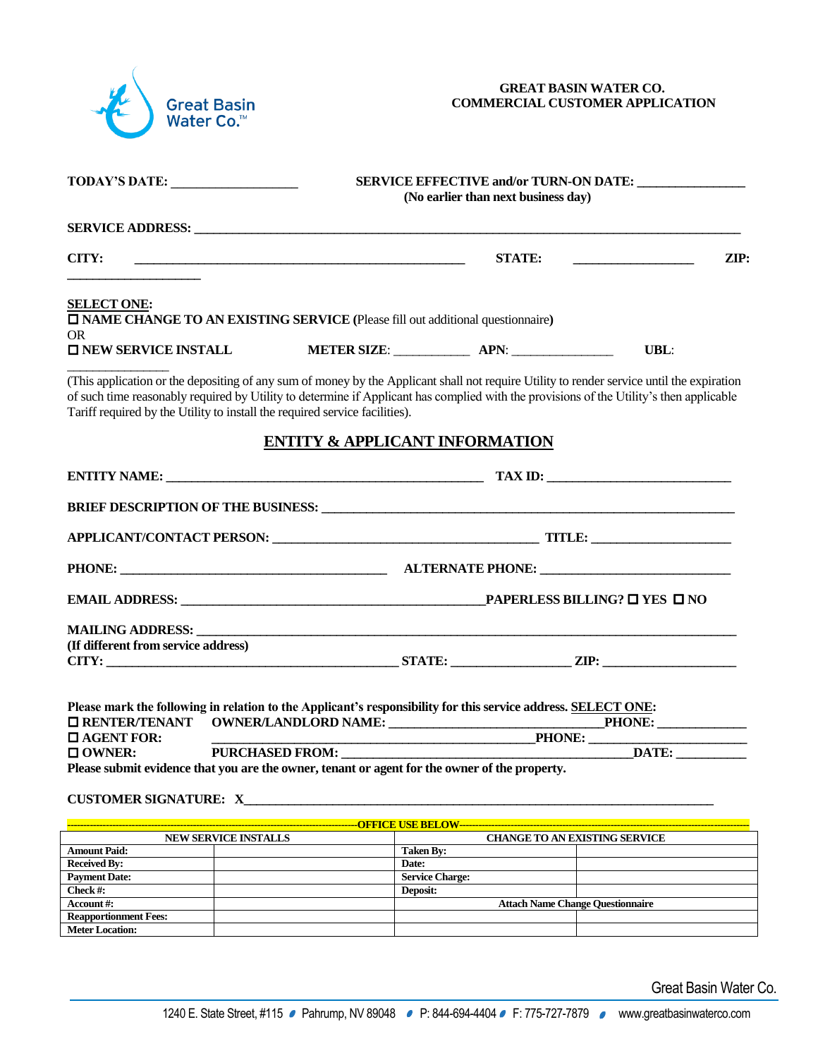Great Basin Water Co.™

**GREAT BASIN WATER CO.**
**COMMERCIAL CUSTOMER APPLICATION**

**TODAY'S DATE:** ___________________ **SERVICE EFFECTIVE and/or TURN-ON DATE:** ________________
**(No earlier than next business day)**

**SERVICE ADDRESS:** ___________________________________________________________________________________

**CITY:** __________________________________________________ **STATE:** __________________ **ZIP:** ____________________

**SELECT ONE:**

☐ **NAME CHANGE TO AN EXISTING SERVICE (**Please fill out additional questionnaire)

OR

☐ **NEW SERVICE INSTALL** **METER SIZE**: ___________ **APN**: _______________ **UBL**: _______________

(This application or the depositing of any sum of money by the Applicant shall not require Utility to render service until the expiration of such time reasonably required by Utility to determine if Applicant has complied with the provisions of the Utility's then applicable Tariff required by the Utility to install the required service facilities).

## ENTITY & APPLICANT INFORMATION

**ENTITY NAME:** ________________________________________________ **TAX ID:** ____________________________

**BRIEF DESCRIPTION OF THE BUSINESS:** ______________________________________________________________

**APPLICANT/CONTACT PERSON:** ________________________________________ **TITLE:** _____________________

**PHONE:** ________________________________________ **ALTERNATE PHONE:** _____________________________

**EMAIL ADDRESS:** ______________________________________________ **PAPERLESS BILLING?** ☐ **YES** ☐ **NO**

**MAILING ADDRESS:** ___________________________________________________________________________________
**(If different from service address)**
**CITY:** ____________________________________________ **STATE:** __________________ **ZIP:** ____________________

**Please mark the following in relation to the Applicant's responsibility for this service address. SELECT ONE:**

☐ **RENTER/TENANT** **OWNER/LANDLORD NAME:** _________________________________ **PHONE:** ______________
☐ **AGENT FOR:** _______________________________________________ **PHONE:** ________________________
☐ **OWNER:** **PURCHASED FROM:** ____________________________________________ **DATE:** ___________

**Please submit evidence that you are the owner, tenant or agent for the owner of the property.**

**CUSTOMER SIGNATURE: X**___________________________________________________________________________

---OFFICE USE BELOW---

| NEW SERVICE INSTALLS | | CHANGE TO AN EXISTING SERVICE | |
|---|---|---|---|
| **Amount Paid:** | | **Taken By:** | |
| **Received By:** | | **Date:** | |
| **Payment Date:** | | **Service Charge:** | |
| **Check #:** | | **Deposit:** | |
| **Account #:** | | **Attach Name Change Questionnaire** | |
| **Reapportionment Fees:** | | | |
| **Meter Location:** | | | |

Great Basin Water Co.

1240 E. State Street, #115 • Pahrump, NV 89048 • P: 844-694-4404 • F: 775-727-7879 • www.greatbasinwaterco.com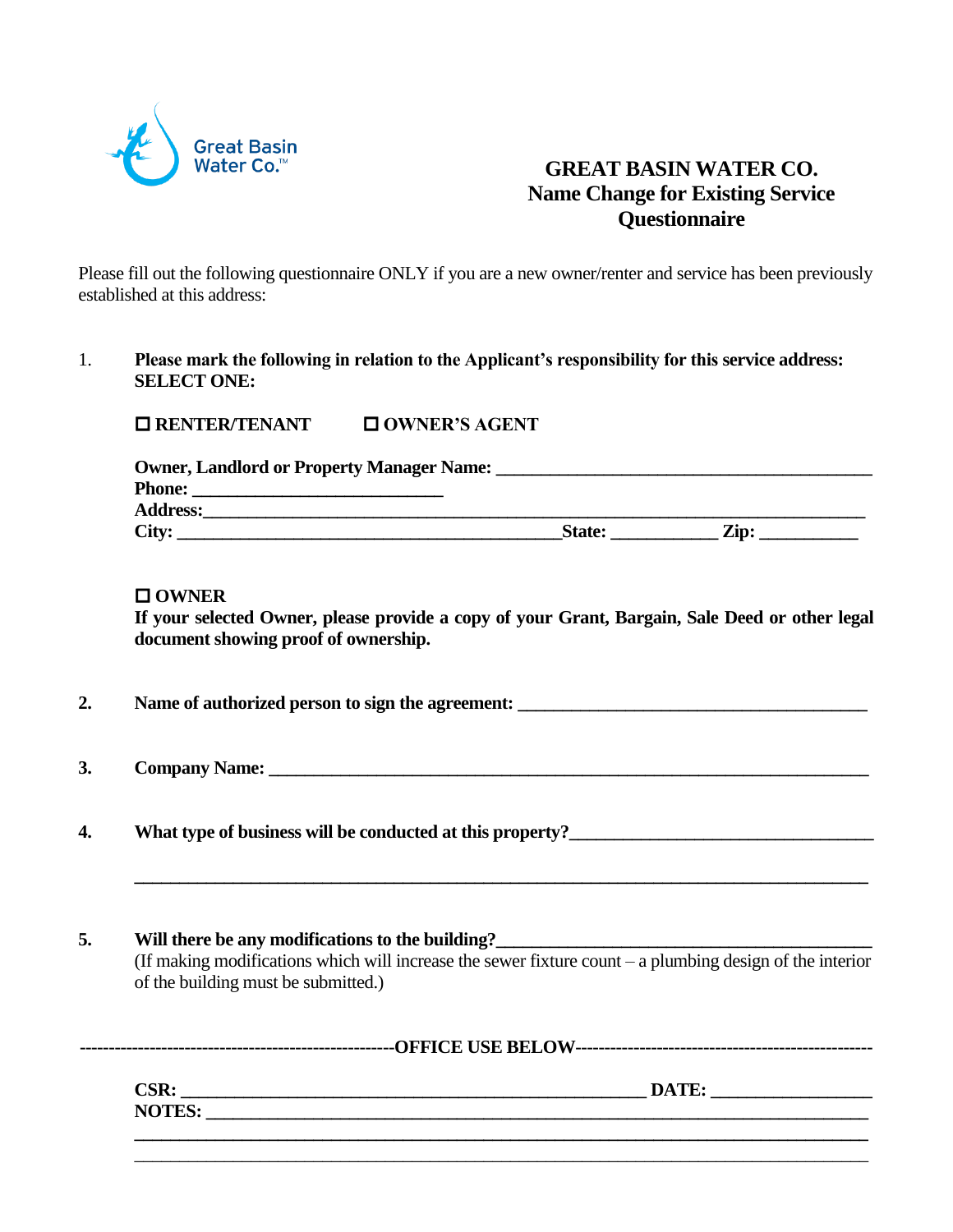Great Basin Water Co.™

# GREAT BASIN WATER CO.
## Name Change for Existing Service Questionnaire

Please fill out the following questionnaire ONLY if you are a new owner/renter and service has been previously established at this address:

1. **Please mark the following in relation to the Applicant's responsibility for this service address: SELECT ONE:**

   ☐ **RENTER/TENANT** ☐ **OWNER'S AGENT**

   **Owner, Landlord or Property Manager Name:** ___________________________________________
   **Phone:** ____________________________
   **Address:**_____________________________________________________________________
   **City:** ___________________________________________**State:** ____________ **Zip:** ___________

   ☐ **OWNER**
   **If your selected Owner, please provide a copy of your Grant, Bargain, Sale Deed or other legal document showing proof of ownership.**

2. **Name of authorized person to sign the agreement:** _______________________________________

3. **Company Name:** _____________________________________________________________________

4. **What type of business will be conducted at this property?**__________________________________

   _________________________________________________________________________________

5. **Will there be any modifications to the building?**_________________________________________
   (If making modifications which will increase the sewer fixture count – a plumbing design of the interior of the building must be submitted.)

**-----------------------------------------------------OFFICE USE BELOW-------------------------------------------------**

**CSR:** ____________________________________________________ **DATE:** __________________
**NOTES:** ____________________________________________________________________________
_________________________________________________________________________________
_________________________________________________________________________________